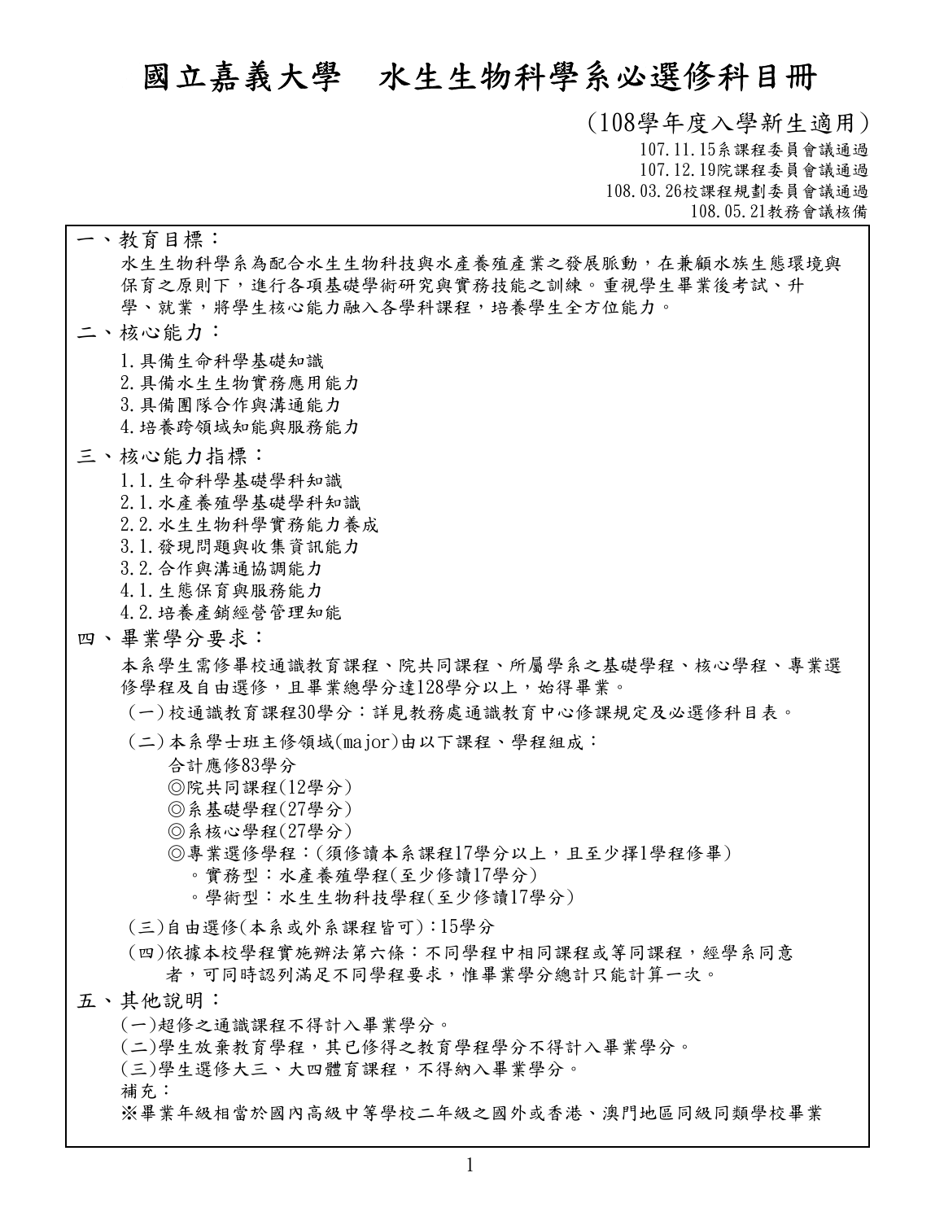# 國立嘉義大學　水生生物科學系必選修科目冊

（108學年度入學新生適用）

107.11.15系課程委員會議通過
107.12.19院課程委員會議通過
108.03.26校課程規劃委員會議通過
108.05.21教務會議核備

## 一、教育目標：

水生生物科學系為配合水生生物科技與水產養殖產業之發展脈動，在兼顧水族生態環境與保育之原則下，進行各項基礎學術研究與實務技能之訓練。重視學生畢業後考試、升學、就業，將學生核心能力融入各學科課程，培養學生全方位能力。

## 二、核心能力：

1.具備生命科學基礎知識
2.具備水生生物實務應用能力
3.具備團隊合作與溝通能力
4.培養跨領域知能與服務能力

## 三、核心能力指標：

1.1.生命科學基礎學科知識
2.1.水產養殖學基礎學科知識
2.2.水生生物科學實務能力養成
3.1.發現問題與收集資訊能力
3.2.合作與溝通協調能力
4.1.生態保育與服務能力
4.2.培養產銷經營管理知能

## 四、畢業學分要求：

本系學生需修畢校通識教育課程、院共同課程、所屬學系之基礎學程、核心學程、專業選修學程及自由選修，且畢業總學分達128學分以上，始得畢業。

（一）校通識教育課程30學分：詳見教務處通識教育中心修課規定及必選修科目表。

（二）本系學士班主修領域(major)由以下課程、學程組成：
　合計應修83學分
　◎院共同課程(12學分)
　◎系基礎學程(27學分)
　◎系核心學程(27學分)
　◎專業選修學程：(須修讀本系課程17學分以上，且至少擇1學程修畢)
　　。實務型：水產養殖學程(至少修讀17學分)
　　。學術型：水生生物科技學程(至少修讀17學分)

（三)自由選修(本系或外系課程皆可)：15學分

（四)依據本校學程實施辦法第六條：不同學程中相同課程或等同課程，經學系同意者，可同時認列滿足不同學程要求，惟畢業學分總計只能計算一次。

## 五、其他說明：

(一)超修之通識課程不得計入畢業學分。
(二)學生放棄教育學程，其已修得之教育學程學分不得計入畢業學分。
(三)學生選修大三、大四體育課程，不得納入畢業學分。
補充：
※畢業年級相當於國內高級中等學校二年級之國外或香港、澳門地區同級同類學校畢業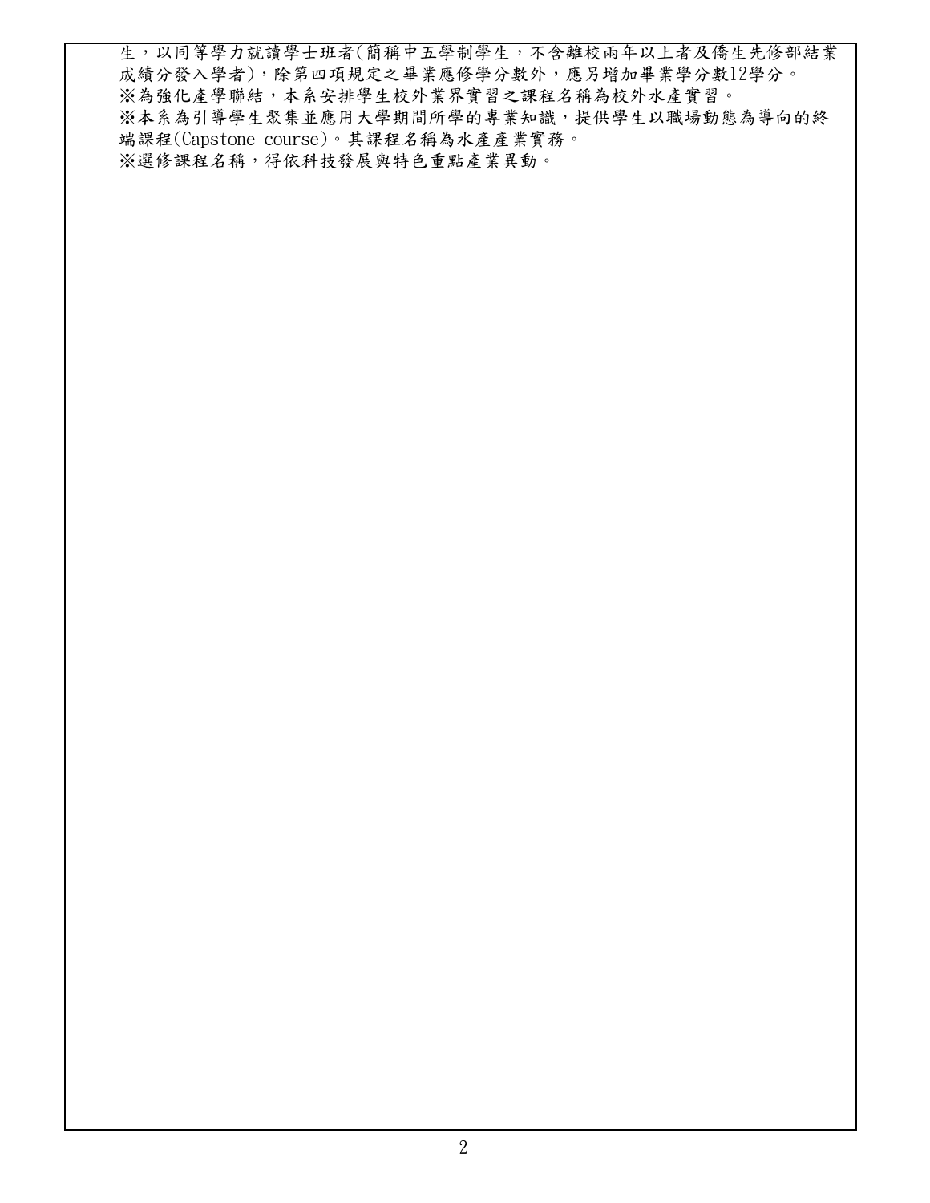生，以同等學力就讀學士班者(簡稱中五學制學生，不含離校兩年以上者及僑生先修部結業成績分發入學者)，除第四項規定之畢業應修學分數外，應另增加畢業學分數12學分。

※為強化產學聯結，本系安排學生校外業界實習之課程名稱為校外水產實習。

※本系為引導學生聚集並應用大學期間所學的專業知識，提供學生以職場動態為導向的終端課程(Capstone course)。其課程名稱為水產產業實務。

※選修課程名稱，得依科技發展與特色重點產業異動。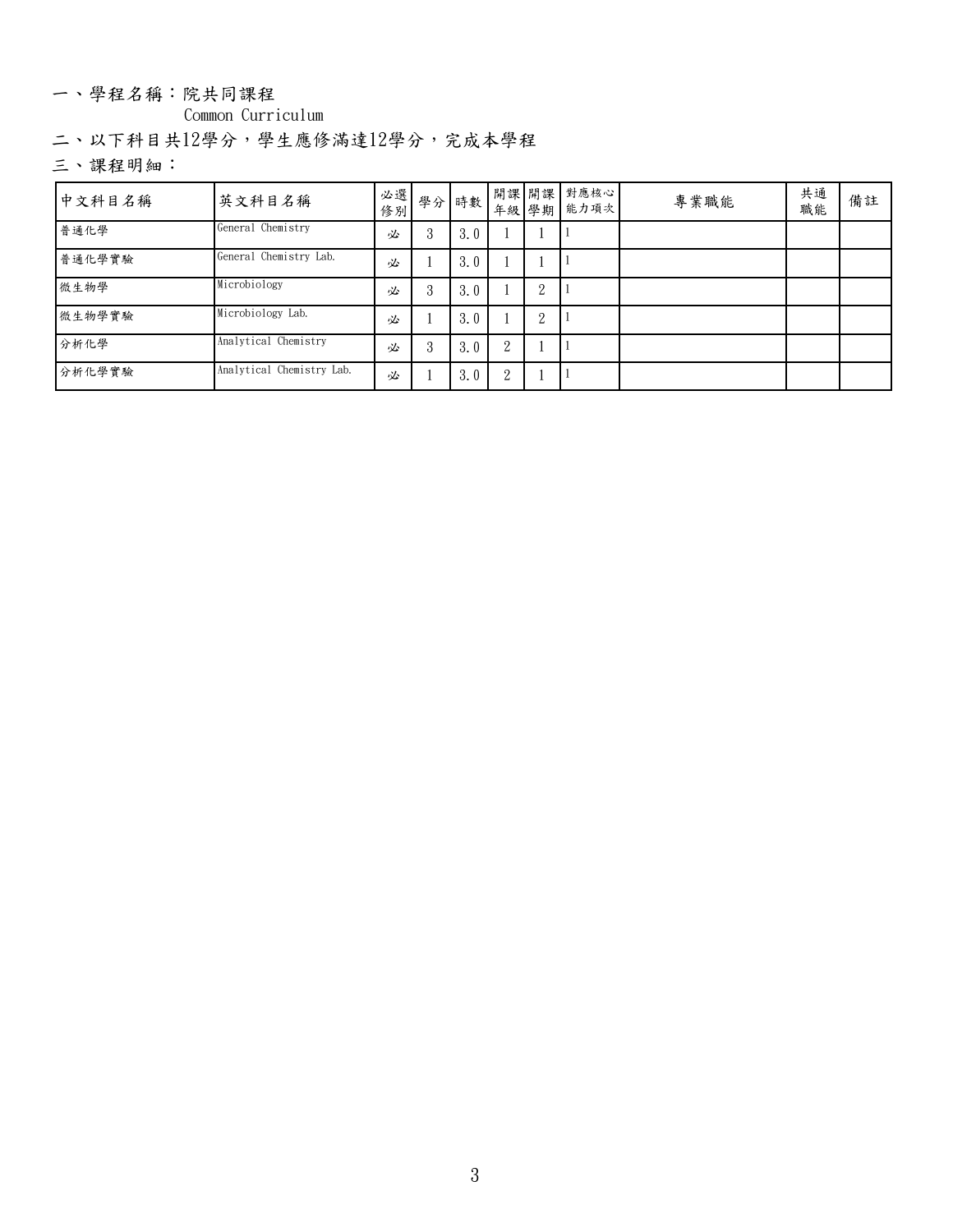一、學程名稱：院共同課程

Common Curriculum

二、以下科目共12學分，學生應修滿達12學分，完成本學程

三、課程明細：

| 中文科目名稱 | 英文科目名稱 | 必選修別 | 學分 | 時數 | 開課年級 | 開課學期 | 對應核心能力項次 | 專業職能 | 共通職能 | 備註 |
|---|---|---|---|---|---|---|---|---|---|---|
| 普通化學 | General Chemistry | 必 | 3 | 3.0 | 1 | 1 | 1 | | | |
| 普通化學實驗 | General Chemistry Lab. | 必 | 1 | 3.0 | 1 | 1 | 1 | | | |
| 微生物學 | Microbiology | 必 | 3 | 3.0 | 1 | 2 | 1 | | | |
| 微生物學實驗 | Microbiology Lab. | 必 | 1 | 3.0 | 1 | 2 | 1 | | | |
| 分析化學 | Analytical Chemistry | 必 | 3 | 3.0 | 2 | 1 | 1 | | | |
| 分析化學實驗 | Analytical Chemistry Lab. | 必 | 1 | 3.0 | 2 | 1 | 1 | | | |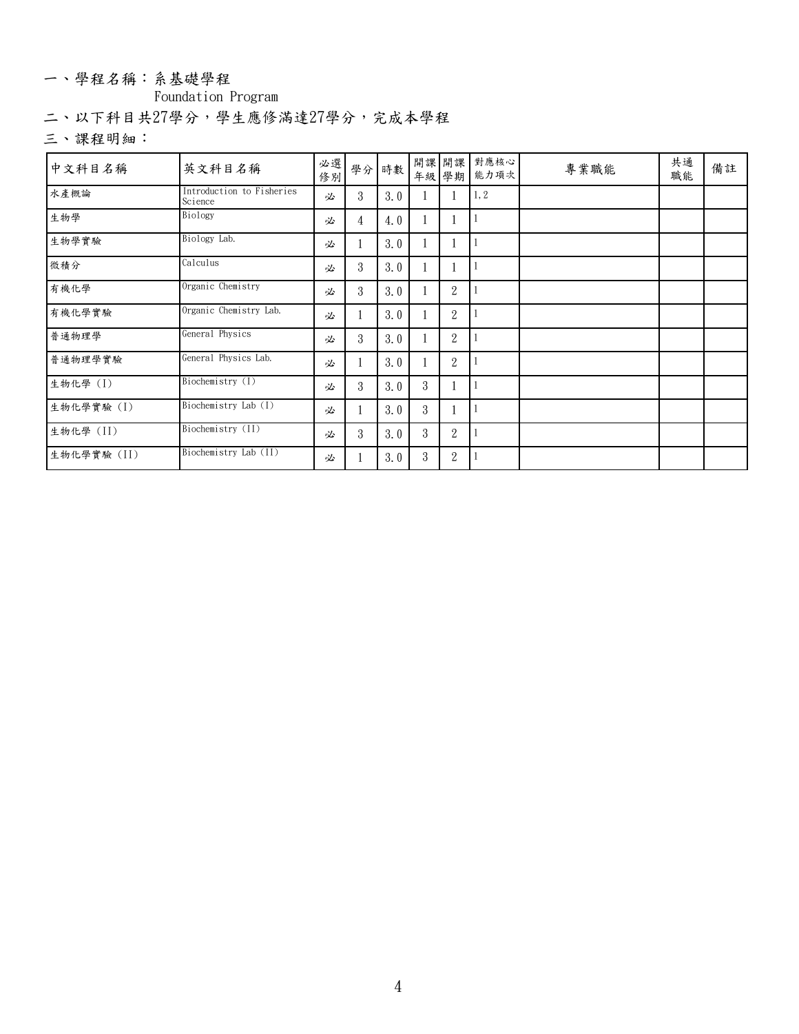一、學程名稱：系基礎學程

Foundation Program

二、以下科目共27學分，學生應修滿達27學分，完成本學程

三、課程明細：

| 中文科目名稱 | 英文科目名稱 | 必選修別 | 學分 | 時數 | 開課年級 | 開課學期 | 對應核心能力項次 | 專業職能 | 共通職能 | 備註 |
|---|---|---|---|---|---|---|---|---|---|---|
| 水產概論 | Introduction to Fisheries Science | 必 | 3 | 3.0 | 1 | 1 | 1,2 | | | |
| 生物學 | Biology | 必 | 4 | 4.0 | 1 | 1 | 1 | | | |
| 生物學實驗 | Biology Lab. | 必 | 1 | 3.0 | 1 | 1 | 1 | | | |
| 微積分 | Calculus | 必 | 3 | 3.0 | 1 | 1 | 1 | | | |
| 有機化學 | Organic Chemistry | 必 | 3 | 3.0 | 1 | 2 | 1 | | | |
| 有機化學實驗 | Organic Chemistry Lab. | 必 | 1 | 3.0 | 1 | 2 | 1 | | | |
| 普通物理學 | General Physics | 必 | 3 | 3.0 | 1 | 2 | 1 | | | |
| 普通物理學實驗 | General Physics Lab. | 必 | 1 | 3.0 | 1 | 2 | 1 | | | |
| 生物化學 (I) | Biochemistry (I) | 必 | 3 | 3.0 | 3 | 1 | 1 | | | |
| 生物化學實驗 (I) | Biochemistry Lab (I) | 必 | 1 | 3.0 | 3 | 1 | 1 | | | |
| 生物化學 (II) | Biochemistry (II) | 必 | 3 | 3.0 | 3 | 2 | 1 | | | |
| 生物化學實驗 (II) | Biochemistry Lab (II) | 必 | 1 | 3.0 | 3 | 2 | 1 | | | |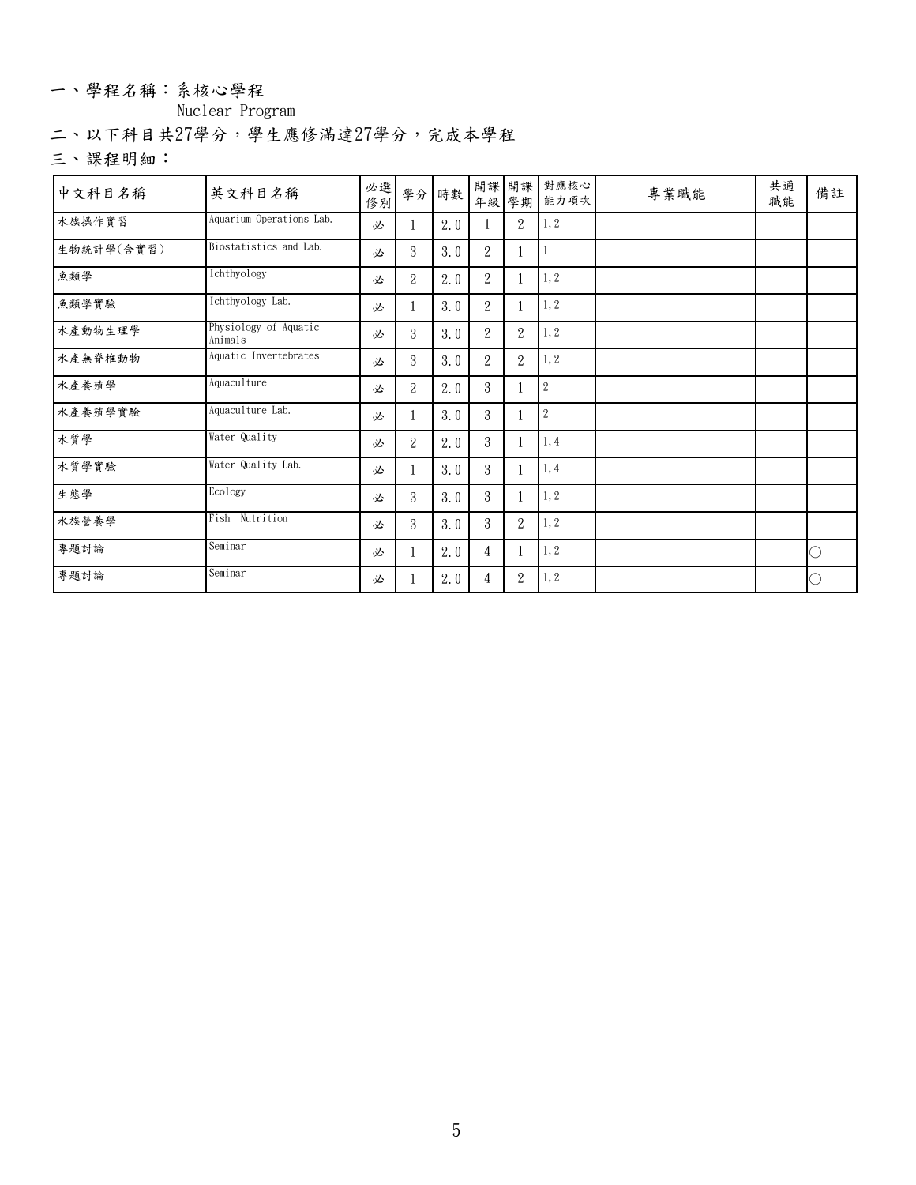一、學程名稱：系核心學程

Nuclear Program

二、以下科目共27學分，學生應修滿達27學分，完成本學程

三、課程明細：

| 中文科目名稱 | 英文科目名稱 | 必選修別 | 學分 | 時數 | 開課年級 | 開課學期 | 對應核心能力項次 | 專業職能 | 共通職能 | 備註 |
|---|---|---|---|---|---|---|---|---|---|---|
| 水族操作實習 | Aquarium Operations Lab. | 必 | 1 | 2.0 | 1 | 2 | 1,2 | | | |
| 生物統計學(含實習) | Biostatistics and Lab. | 必 | 3 | 3.0 | 2 | 1 | 1 | | | |
| 魚類學 | Ichthyology | 必 | 2 | 2.0 | 2 | 1 | 1,2 | | | |
| 魚類學實驗 | Ichthyology Lab. | 必 | 1 | 3.0 | 2 | 1 | 1,2 | | | |
| 水產動物生理學 | Physiology of Aquatic Animals | 必 | 3 | 3.0 | 2 | 2 | 1,2 | | | |
| 水產無脊椎動物 | Aquatic Invertebrates | 必 | 3 | 3.0 | 2 | 2 | 1,2 | | | |
| 水產養殖學 | Aquaculture | 必 | 2 | 2.0 | 3 | 1 | 2 | | | |
| 水產養殖學實驗 | Aquaculture Lab. | 必 | 1 | 3.0 | 3 | 1 | 2 | | | |
| 水質學 | Water Quality | 必 | 2 | 2.0 | 3 | 1 | 1,4 | | | |
| 水質學實驗 | Water Quality Lab. | 必 | 1 | 3.0 | 3 | 1 | 1,4 | | | |
| 生態學 | Ecology | 必 | 3 | 3.0 | 3 | 1 | 1,2 | | | |
| 水族營養學 | Fish Nutrition | 必 | 3 | 3.0 | 3 | 2 | 1,2 | | | |
| 專題討論 | Seminar | 必 | 1 | 2.0 | 4 | 1 | 1,2 | | | ○ |
| 專題討論 | Seminar | 必 | 1 | 2.0 | 4 | 2 | 1,2 | | | ○ |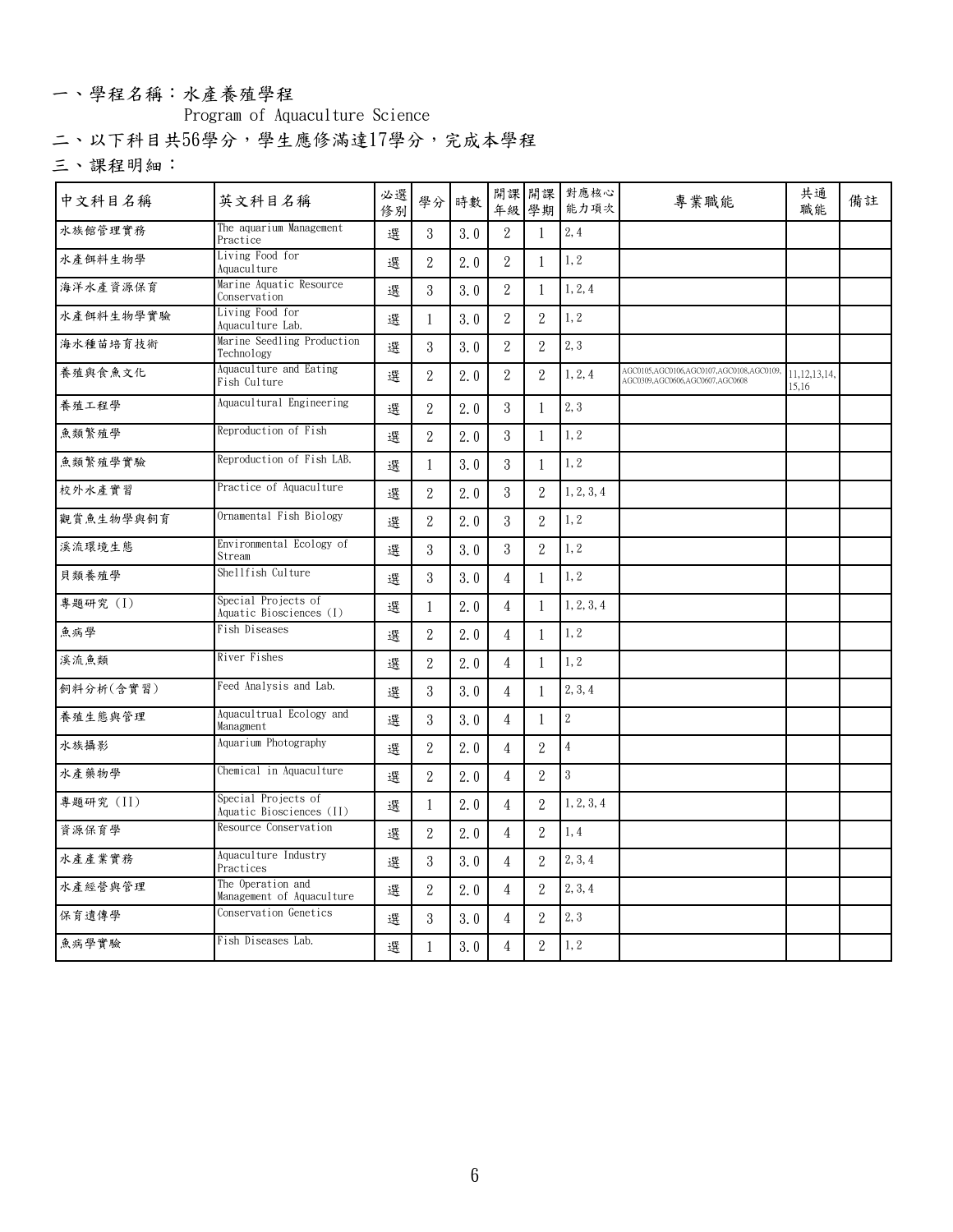一、學程名稱：水產養殖學程

Program of Aquaculture Science

二、以下科目共56學分，學生應修滿達17學分，完成本學程

三、課程明細：

| 中文科目名稱 | 英文科目名稱 | 必選修別 | 學分 | 時數 | 開課年級 | 開課學期 | 對應核心能力項次 | 專業職能 | 共通職能 | 備註 |
|---|---|---|---|---|---|---|---|---|---|---|
| 水族館管理實務 | The aquarium Management Practice | 選 | 3 | 3.0 | 2 | 1 | 2,4 | | | |
| 水產餌料生物學 | Living Food for Aquaculture | 選 | 2 | 2.0 | 2 | 1 | 1,2 | | | |
| 海洋水產資源保育 | Marine Aquatic Resource Conservation | 選 | 3 | 3.0 | 2 | 1 | 1,2,4 | | | |
| 水產餌料生物學實驗 | Living Food for Aquaculture Lab. | 選 | 1 | 3.0 | 2 | 2 | 1,2 | | | |
| 海水種苗培育技術 | Marine Seedling Production Technology | 選 | 3 | 3.0 | 2 | 2 | 2,3 | | | |
| 養殖與食魚文化 | Aquaculture and Eating Fish Culture | 選 | 2 | 2.0 | 2 | 2 | 1,2,4 | AGC0105,AGC0106,AGC0107,AGC0108,AGC0109,AGC0309,AGC0606,AGC0607,AGC0608 | 11,12,13,14,15,16 | |
| 養殖工程學 | Aquacultural Engineering | 選 | 2 | 2.0 | 3 | 1 | 2,3 | | | |
| 魚類繁殖學 | Reproduction of Fish | 選 | 2 | 2.0 | 3 | 1 | 1,2 | | | |
| 魚類繁殖學實驗 | Reproduction of Fish LAB. | 選 | 1 | 3.0 | 3 | 1 | 1,2 | | | |
| 校外水產實習 | Practice of Aquaculture | 選 | 2 | 2.0 | 3 | 2 | 1,2,3,4 | | | |
| 觀賞魚生物學與飼育 | Ornamental Fish Biology | 選 | 2 | 2.0 | 3 | 2 | 1,2 | | | |
| 溪流環境生態 | Environmental Ecology of Stream | 選 | 3 | 3.0 | 3 | 2 | 1,2 | | | |
| 貝類養殖學 | Shellfish Culture | 選 | 3 | 3.0 | 4 | 1 | 1,2 | | | |
| 專題研究 (I) | Special Projects of Aquatic Biosciences (I) | 選 | 1 | 2.0 | 4 | 1 | 1,2,3,4 | | | |
| 魚病學 | Fish Diseases | 選 | 2 | 2.0 | 4 | 1 | 1,2 | | | |
| 溪流魚類 | River Fishes | 選 | 2 | 2.0 | 4 | 1 | 1,2 | | | |
| 飼料分析(含實習) | Feed Analysis and Lab. | 選 | 3 | 3.0 | 4 | 1 | 2,3,4 | | | |
| 養殖生態與管理 | Aquacultrual Ecology and Managment | 選 | 3 | 3.0 | 4 | 1 | 2 | | | |
| 水族攝影 | Aquarium Photography | 選 | 2 | 2.0 | 4 | 2 | 4 | | | |
| 水產藥物學 | Chemical in Aquaculture | 選 | 2 | 2.0 | 4 | 2 | 3 | | | |
| 專題研究 (II) | Special Projects of Aquatic Biosciences (II) | 選 | 1 | 2.0 | 4 | 2 | 1,2,3,4 | | | |
| 資源保育學 | Resource Conservation | 選 | 2 | 2.0 | 4 | 2 | 1,4 | | | |
| 水產產業實務 | Aquaculture Industry Practices | 選 | 3 | 3.0 | 4 | 2 | 2,3,4 | | | |
| 水產經營與管理 | The Operation and Management of Aquaculture | 選 | 2 | 2.0 | 4 | 2 | 2,3,4 | | | |
| 保育遺傳學 | Conservation Genetics | 選 | 3 | 3.0 | 4 | 2 | 2,3 | | | |
| 魚病學實驗 | Fish Diseases Lab. | 選 | 1 | 3.0 | 4 | 2 | 1,2 | | | |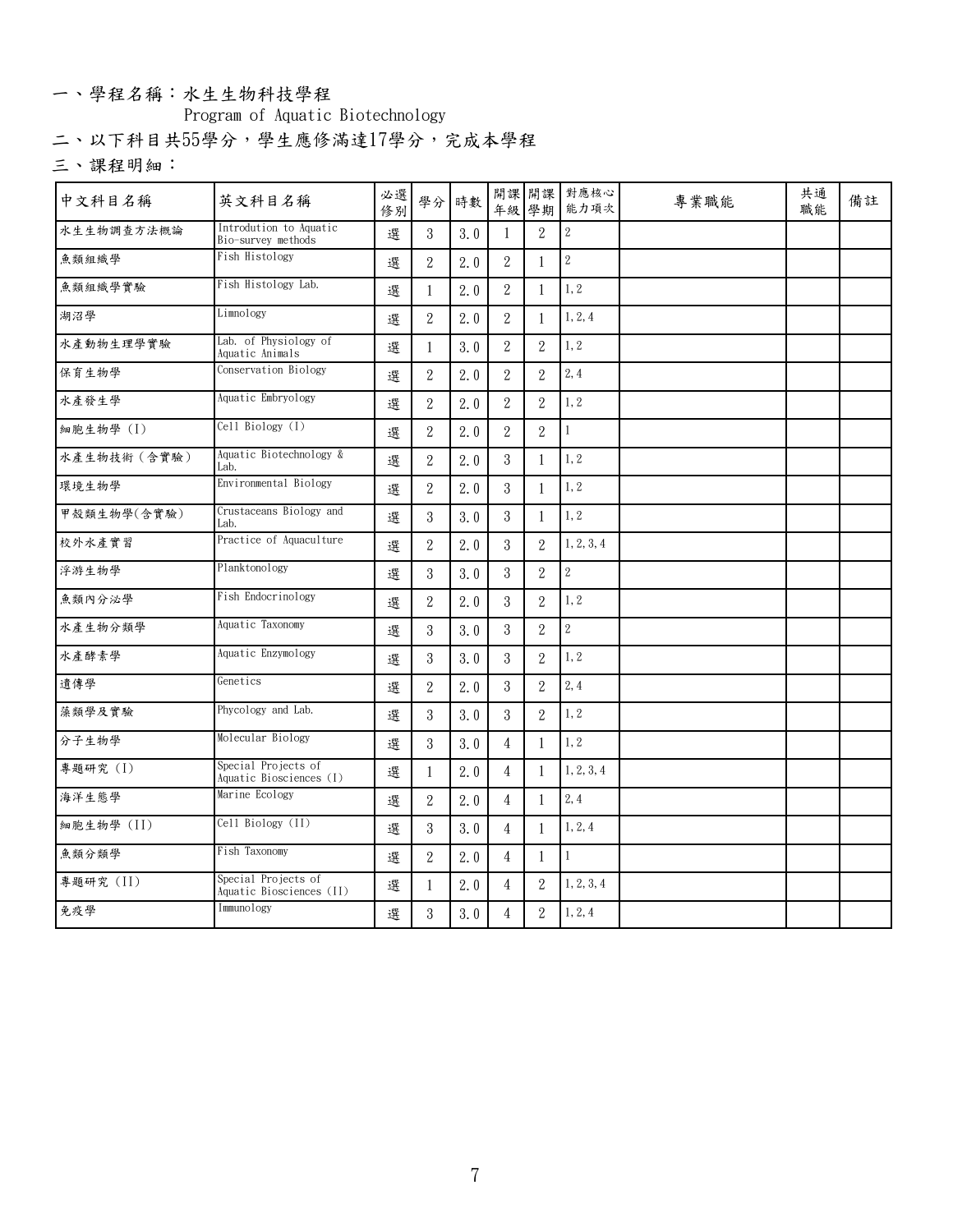一、學程名稱：水生生物科技學程

Program of Aquatic Biotechnology

二、以下科目共55學分，學生應修滿達17學分，完成本學程

三、課程明細：

| 中文科目名稱 | 英文科目名稱 | 必選修別 | 學分 | 時數 | 開課年級 | 開課學期 | 對應核心能力項次 | 專業職能 | 共通職能 | 備註 |
|---|---|---|---|---|---|---|---|---|---|---|
| 水生生物調查方法概論 | Introdution to Aquatic Bio-survey methods | 選 | 3 | 3.0 | 1 | 2 | 2 | | | |
| 魚類組織學 | Fish Histology | 選 | 2 | 2.0 | 2 | 1 | 2 | | | |
| 魚類組織學實驗 | Fish Histology Lab. | 選 | 1 | 2.0 | 2 | 1 | 1,2 | | | |
| 湖沼學 | Limnology | 選 | 2 | 2.0 | 2 | 1 | 1,2,4 | | | |
| 水產動物生理學實驗 | Lab. of Physiology of Aquatic Animals | 選 | 1 | 3.0 | 2 | 2 | 1,2 | | | |
| 保育生物學 | Conservation Biology | 選 | 2 | 2.0 | 2 | 2 | 2,4 | | | |
| 水產發生學 | Aquatic Embryology | 選 | 2 | 2.0 | 2 | 2 | 1,2 | | | |
| 細胞生物學 (I) | Cell Biology (I) | 選 | 2 | 2.0 | 2 | 2 | 1 | | | |
| 水產生物技術（含實驗） | Aquatic Biotechnology & Lab. | 選 | 2 | 2.0 | 3 | 1 | 1,2 | | | |
| 環境生物學 | Environmental Biology | 選 | 2 | 2.0 | 3 | 1 | 1,2 | | | |
| 甲殼類生物學(含實驗) | Crustaceans Biology and Lab. | 選 | 3 | 3.0 | 3 | 1 | 1,2 | | | |
| 校外水產實習 | Practice of Aquaculture | 選 | 2 | 2.0 | 3 | 2 | 1,2,3,4 | | | |
| 浮游生物學 | Planktonology | 選 | 3 | 3.0 | 3 | 2 | 2 | | | |
| 魚類內分泌學 | Fish Endocrinology | 選 | 2 | 2.0 | 3 | 2 | 1,2 | | | |
| 水產生物分類學 | Aquatic Taxonomy | 選 | 3 | 3.0 | 3 | 2 | 2 | | | |
| 水產酵素學 | Aquatic Enzymology | 選 | 3 | 3.0 | 3 | 2 | 1,2 | | | |
| 遺傳學 | Genetics | 選 | 2 | 2.0 | 3 | 2 | 2,4 | | | |
| 藻類學及實驗 | Phycology and Lab. | 選 | 3 | 3.0 | 3 | 2 | 1,2 | | | |
| 分子生物學 | Molecular Biology | 選 | 3 | 3.0 | 4 | 1 | 1,2 | | | |
| 專題研究 (I) | Special Projects of Aquatic Biosciences (I) | 選 | 1 | 2.0 | 4 | 1 | 1,2,3,4 | | | |
| 海洋生態學 | Marine Ecology | 選 | 2 | 2.0 | 4 | 1 | 2,4 | | | |
| 細胞生物學 (II) | Cell Biology (II) | 選 | 3 | 3.0 | 4 | 1 | 1,2,4 | | | |
| 魚類分類學 | Fish Taxonomy | 選 | 2 | 2.0 | 4 | 1 | 1 | | | |
| 專題研究 (II) | Special Projects of Aquatic Biosciences (II) | 選 | 1 | 2.0 | 4 | 2 | 1,2,3,4 | | | |
| 免疫學 | Immunology | 選 | 3 | 3.0 | 4 | 2 | 1,2,4 | | | |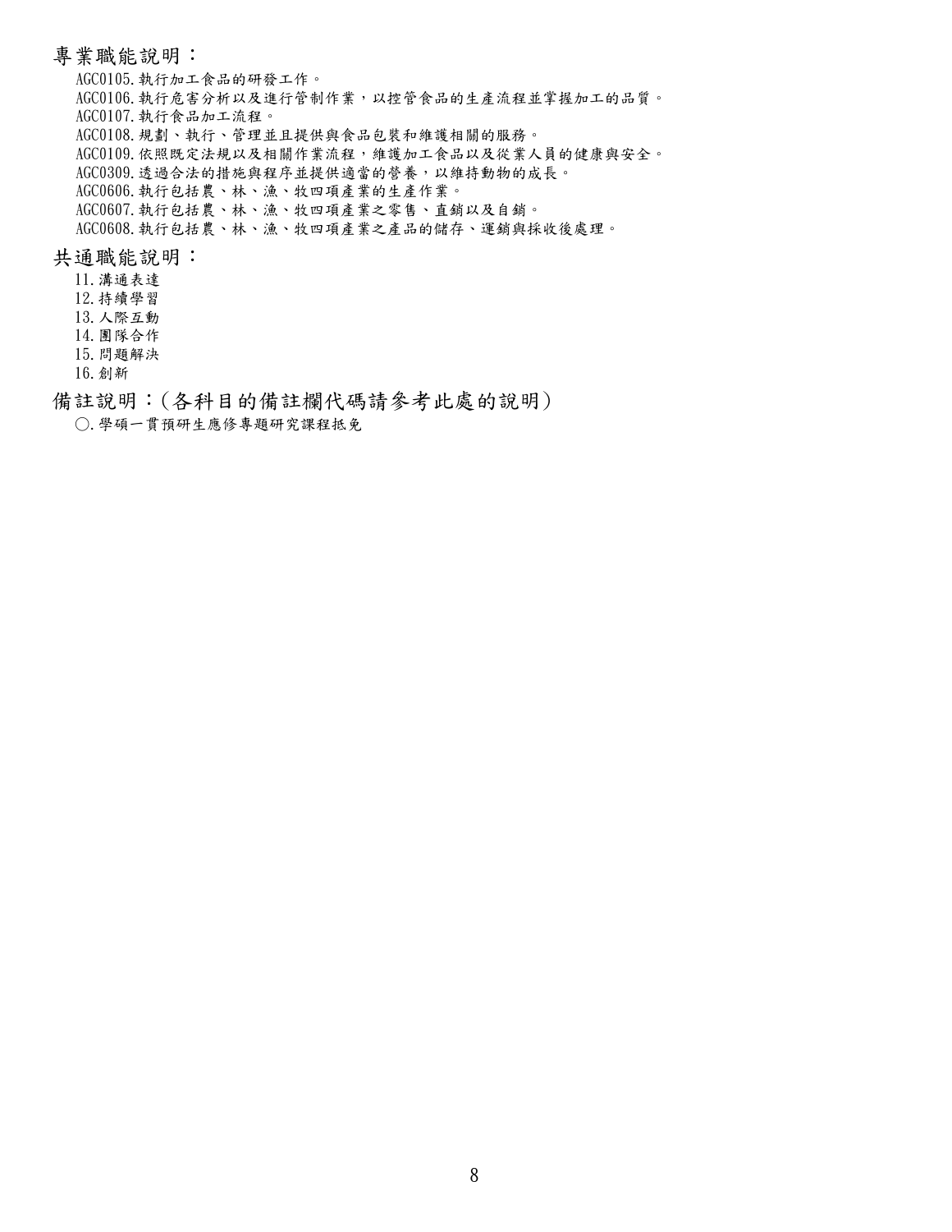## 專業職能說明：

AGC0105.執行加工食品的研發工作。
AGC0106.執行危害分析以及進行管制作業，以控管食品的生產流程並掌握加工的品質。
AGC0107.執行食品加工流程。
AGC0108.規劃、執行、管理並且提供與食品包裝和維護相關的服務。
AGC0109.依照既定法規以及相關作業流程，維護加工食品以及從業人員的健康與安全。
AGC0309.透過合法的措施與程序並提供適當的營養，以維持動物的成長。
AGC0606.執行包括農、林、漁、牧四項產業的生產作業。
AGC0607.執行包括農、林、漁、牧四項產業之零售、直銷以及自銷。
AGC0608.執行包括農、林、漁、牧四項產業之產品的儲存、運銷與採收後處理。

## 共通職能說明：

11.溝通表達
12.持續學習
13.人際互動
14.團隊合作
15.問題解決
16.創新

## 備註說明：(各科目的備註欄代碼請參考此處的說明)

○.學碩一貫預研生應修專題研究課程抵免